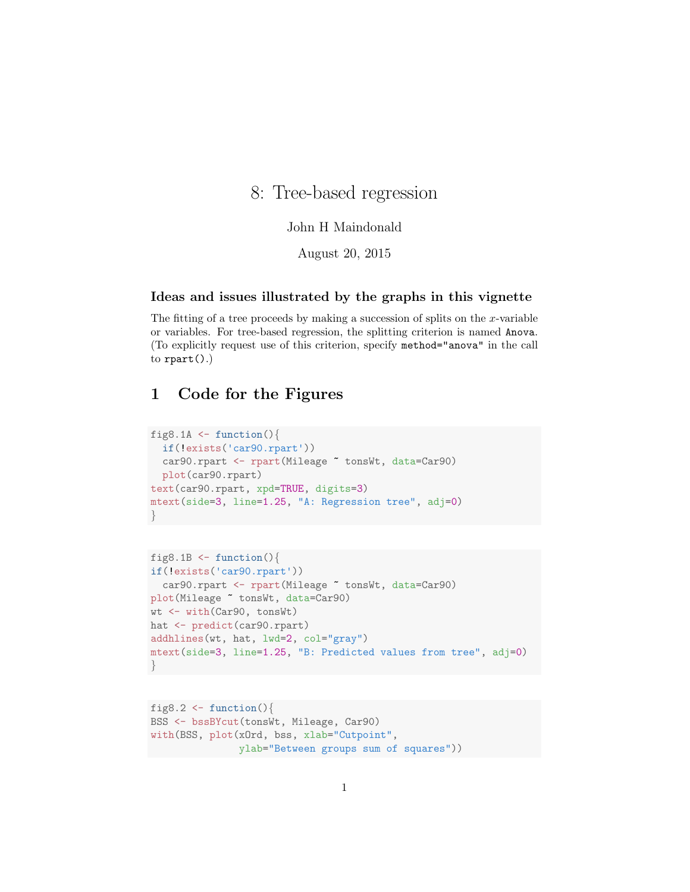# 8: Tree-based regression

John H Maindonald

August 20, 2015

### Ideas and issues illustrated by the graphs in this vignette

The fitting of a tree proceeds by making a succession of splits on the $x$-variable or variables. For tree-based regression, the splitting criterion is named `Anova`. (To explicitly request use of this criterion, specify `method="anova"` in the call to `rpart()`.)

## 1 Code for the Figures

```
fig8.1A <- function(){
  if(!exists('car90.rpart'))
  car90.rpart <- rpart(Mileage ~ tonsWt, data=Car90)
  plot(car90.rpart)
text(car90.rpart, xpd=TRUE, digits=3)
mtext(side=3, line=1.25, "A: Regression tree", adj=0)
}
```

```
fig8.1B <- function(){
if(!exists('car90.rpart'))
  car90.rpart <- rpart(Mileage ~ tonsWt, data=Car90)
plot(Mileage ~ tonsWt, data=Car90)
wt <- with(Car90, tonsWt)
hat <- predict(car90.rpart)
addhlines(wt, hat, lwd=2, col="gray")
mtext(side=3, line=1.25, "B: Predicted values from tree", adj=0)
}
```

```
fig8.2 <- function(){
BSS <- bssBYcut(tonsWt, Mileage, Car90)
with(BSS, plot(xOrd, bss, xlab="Cutpoint",
              ylab="Between groups sum of squares"))
```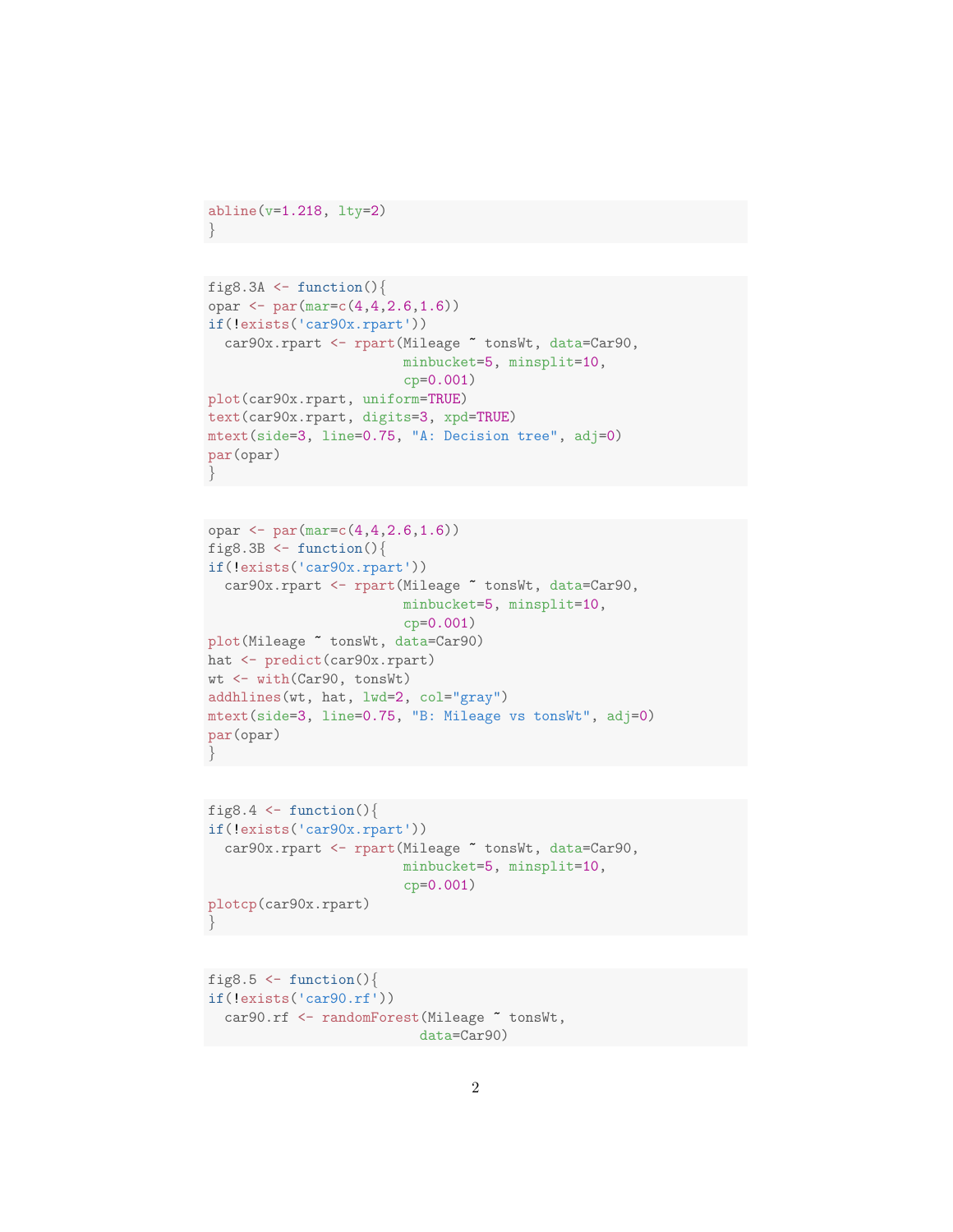```
abline(v=1.218, lty=2)
}
```

```
fig8.3A <- function(){
opar <- par(mar=c(4,4,2.6,1.6))
if(!exists('car90x.rpart'))
  car90x.rpart <- rpart(Mileage ~ tonsWt, data=Car90,
                        minbucket=5, minsplit=10,
                        cp=0.001)
plot(car90x.rpart, uniform=TRUE)
text(car90x.rpart, digits=3, xpd=TRUE)
mtext(side=3, line=0.75, "A: Decision tree", adj=0)
par(opar)
}
```

```
opar <- par(mar=c(4,4,2.6,1.6))
fig8.3B <- function(){
if(!exists('car90x.rpart'))
  car90x.rpart <- rpart(Mileage ~ tonsWt, data=Car90,
                        minbucket=5, minsplit=10,
                        cp=0.001)
plot(Mileage ~ tonsWt, data=Car90)
hat <- predict(car90x.rpart)
wt <- with(Car90, tonsWt)
addhlines(wt, hat, lwd=2, col="gray")
mtext(side=3, line=0.75, "B: Mileage vs tonsWt", adj=0)
par(opar)
}
```

```
fig8.4 <- function(){
if(!exists('car90x.rpart'))
  car90x.rpart <- rpart(Mileage ~ tonsWt, data=Car90,
                        minbucket=5, minsplit=10,
                        cp=0.001)
plotcp(car90x.rpart)
}
```

```
fig8.5 <- function(){
if(!exists('car90.rf'))
  car90.rf <- randomForest(Mileage ~ tonsWt,
                           data=Car90)
```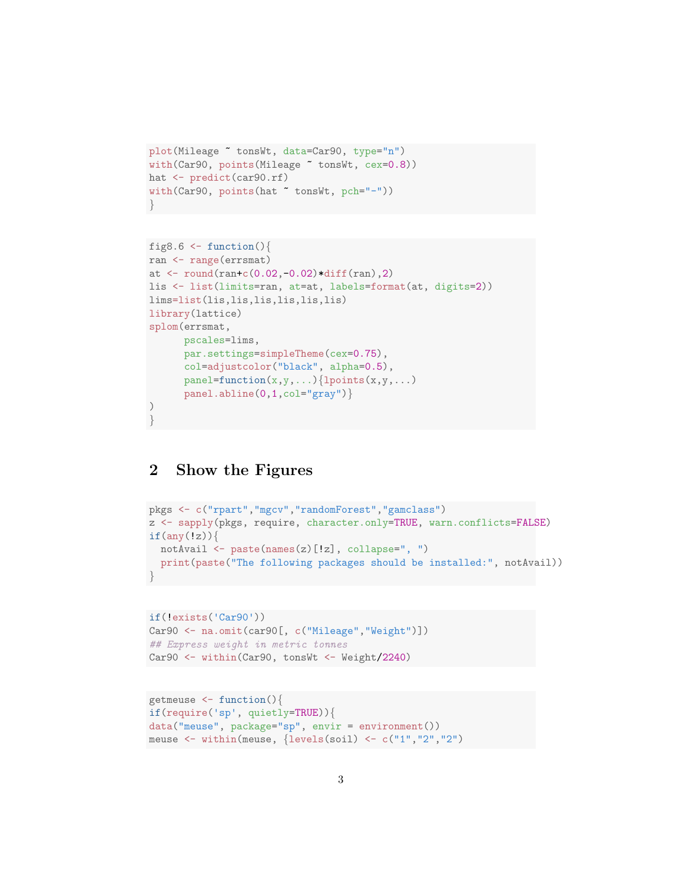```
plot(Mileage ~ tonsWt, data=Car90, type="n")
with(Car90, points(Mileage ~ tonsWt, cex=0.8))
hat <- predict(car90.rf)
with(Car90, points(hat ~ tonsWt, pch="-"))
}
```

```
fig8.6 <- function(){
ran <- range(errsmat)
at <- round(ran+c(0.02,-0.02)*diff(ran),2)
lis <- list(limits=ran, at=at, labels=format(at, digits=2))
lims=list(lis,lis,lis,lis,lis,lis)
library(lattice)
splom(errsmat,
      pscales=lims,
      par.settings=simpleTheme(cex=0.75),
      col=adjustcolor("black", alpha=0.5),
      panel=function(x,y,...){lpoints(x,y,...)
      panel.abline(0,1,col="gray")}
)
}
```

## 2 Show the Figures

```
pkgs <- c("rpart","mgcv","randomForest","gamclass")
z <- sapply(pkgs, require, character.only=TRUE, warn.conflicts=FALSE)
if(any(!z)){
  notAvail <- paste(names(z)[!z], collapse=", ")
  print(paste("The following packages should be installed:", notAvail))
}
```

```
if(!exists('Car90'))
Car90 <- na.omit(car90[, c("Mileage","Weight")])
## Express weight in metric tonnes
Car90 <- within(Car90, tonsWt <- Weight/2240)
```

```
getmeuse <- function(){
if(require('sp', quietly=TRUE)){
data("meuse", package="sp", envir = environment())
meuse <- within(meuse, {levels(soil) <- c("1","2","2")
```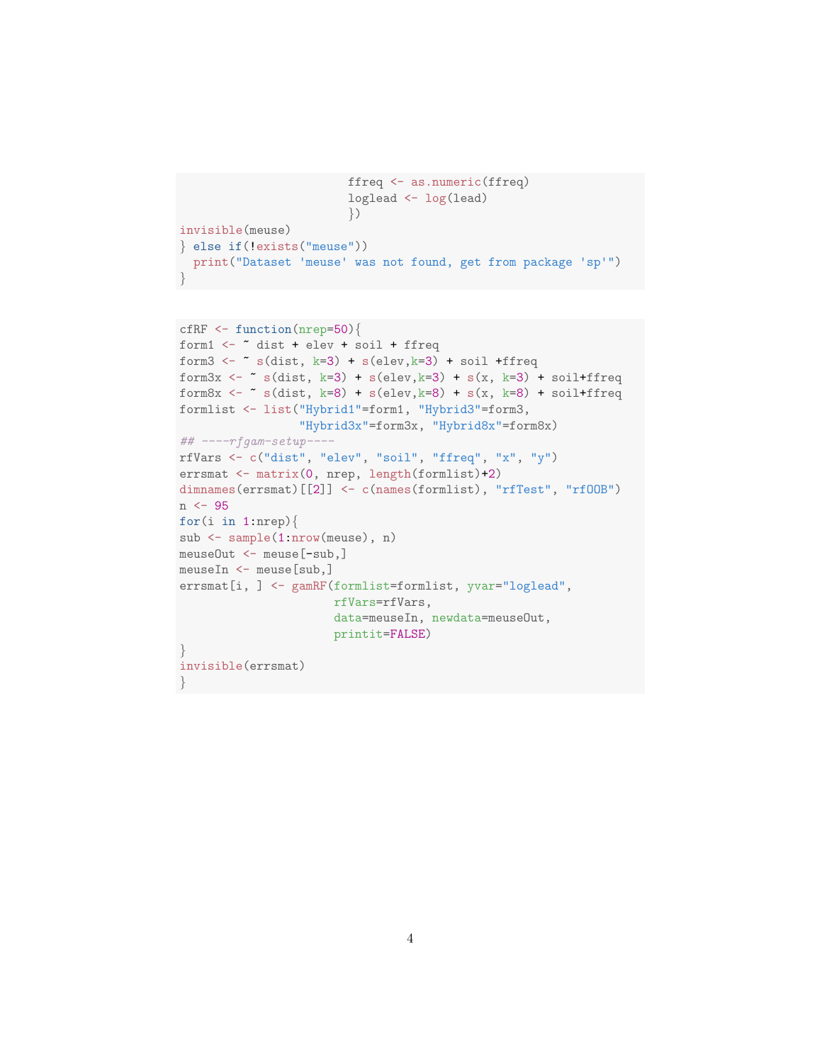```
                        ffreq <- as.numeric(ffreq)
                        loglead <- log(lead)
                        })
invisible(meuse)
} else if(!exists("meuse"))
  print("Dataset 'meuse' was not found, get from package 'sp'")
}
```

```
cfRF <- function(nrep=50){
form1 <- ~ dist + elev + soil + ffreq
form3 <- ~ s(dist, k=3) + s(elev,k=3) + soil +ffreq
form3x <- ~ s(dist, k=3) + s(elev,k=3) + s(x, k=3) + soil+ffreq
form8x <- ~ s(dist, k=8) + s(elev,k=8) + s(x, k=8) + soil+ffreq
formlist <- list("Hybrid1"=form1, "Hybrid3"=form3,
                 "Hybrid3x"=form3x, "Hybrid8x"=form8x)
## ----rfgam-setup----
rfVars <- c("dist", "elev", "soil", "ffreq", "x", "y")
errsmat <- matrix(0, nrep, length(formlist)+2)
dimnames(errsmat)[[2]] <- c(names(formlist), "rfTest", "rfOOB")
n <- 95
for(i in 1:nrep){
sub <- sample(1:nrow(meuse), n)
meuseOut <- meuse[-sub,]
meuseIn <- meuse[sub,]
errsmat[i, ] <- gamRF(formlist=formlist, yvar="loglead",
                      rfVars=rfVars,
                      data=meuseIn, newdata=meuseOut,
                      printit=FALSE)
}
invisible(errsmat)
}
```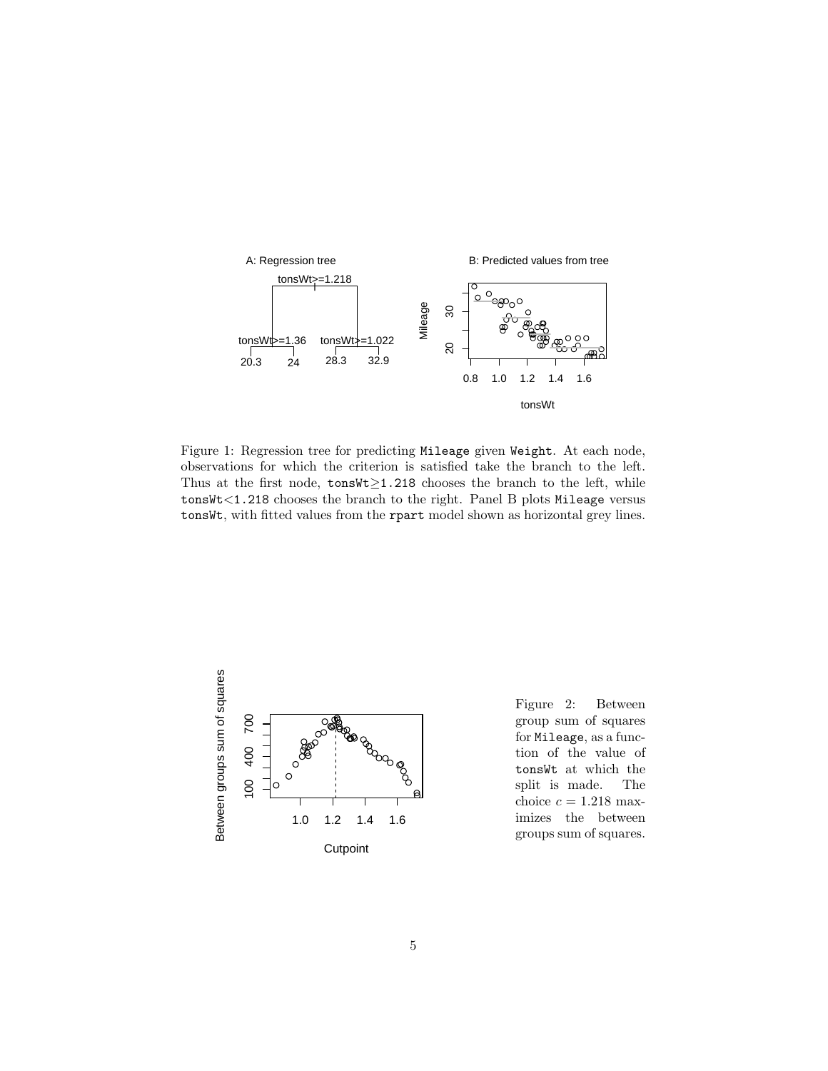Figure 1: Regression tree for predicting `Mileage` given `Weight`. At each node, observations for which the criterion is satisfied take the branch to the left. Thus at the first node, `tonsWt`$\geq$`1.218` chooses the branch to the left, while `tonsWt`$<$`1.218` chooses the branch to the right. Panel B plots `Mileage` versus `tonsWt`, with fitted values from the `rpart` model shown as horizontal grey lines.

Figure 2: Between group sum of squares for `Mileage`, as a function of the value of `tonsWt` at which the split is made. The choice $c = 1.218$ maximizes the between groups sum of squares.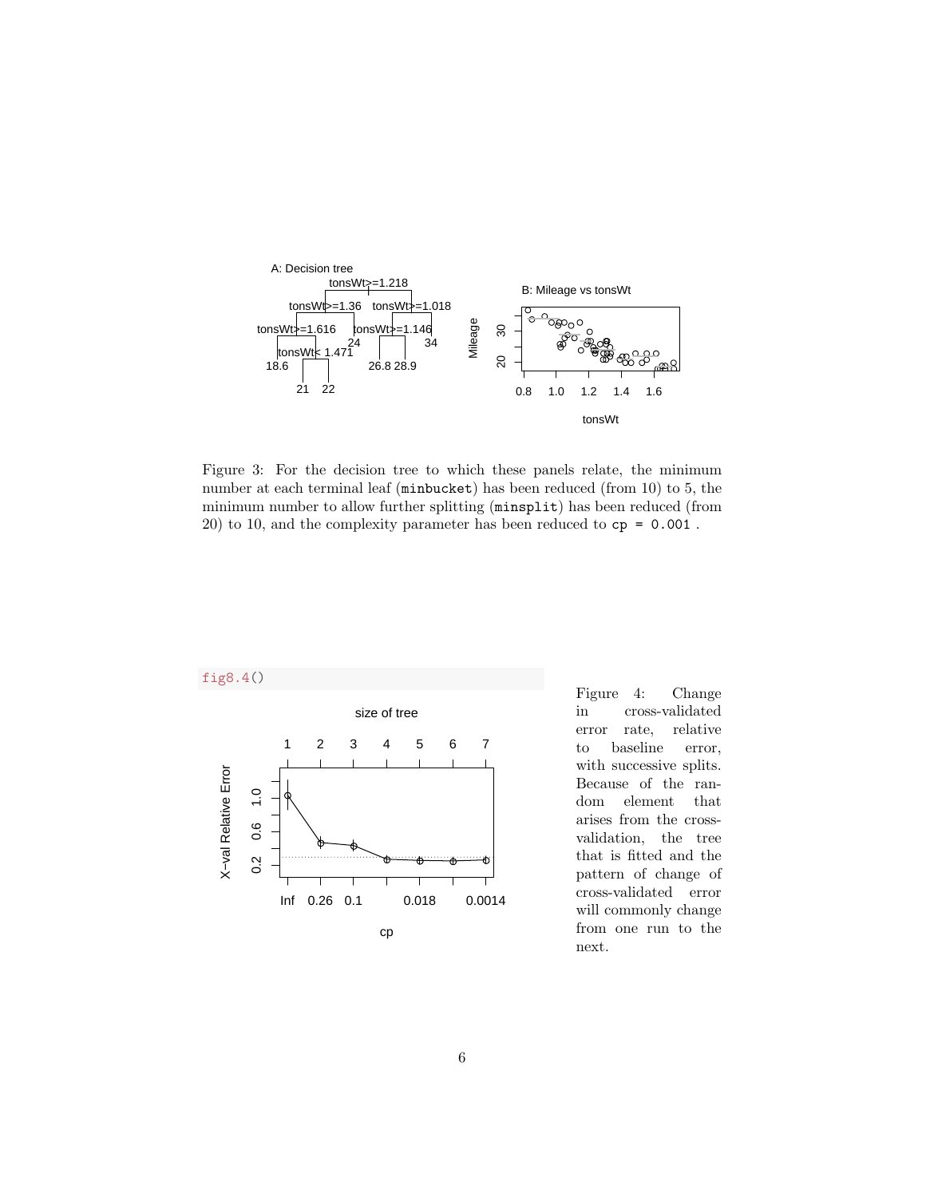Figure 3: For the decision tree to which these panels relate, the minimum number at each terminal leaf (`minbucket`) has been reduced (from 10) to 5, the minimum number to allow further splitting (`minsplit`) has been reduced (from 20) to 10, and the complexity parameter has been reduced to `cp = 0.001` .

```
fig8.4()
```

Figure 4: Change in cross-validated error rate, relative to baseline error, with successive splits. Because of the random element that arises from the cross-validation, the tree that is fitted and the pattern of change of cross-validated error will commonly change from one run to the next.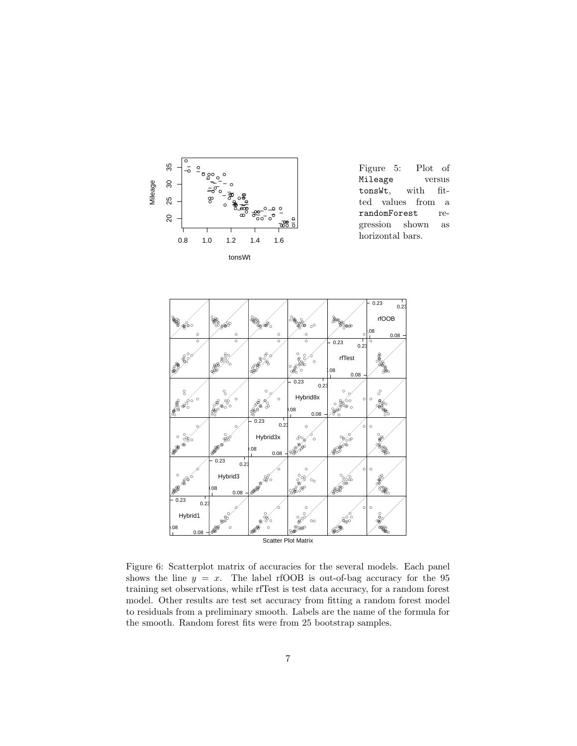Mileage

35

30

25

20

0.8 1.0 1.2 1.4 1.6

tonsWt

Figure 5: Plot of `Mileage` versus `tonsWt`, with fitted values from a `randomForest` regression shown as horizontal bars.

rfOOB

rfTest

Hybrid8x

Hybrid3x

Hybrid3

Hybrid1

0.23

0.08

Scatter Plot Matrix

Figure 6: Scatterplot matrix of accuracies for the several models. Each panel shows the line $y = x$. The label rfOOB is out-of-bag accuracy for the 95 training set observations, while rfTest is test data accuracy, for a random forest model. Other results are test set accuracy from fitting a random forest model to residuals from a preliminary smooth. Labels are the name of the formula for the smooth. Random forest fits were from 25 bootstrap samples.